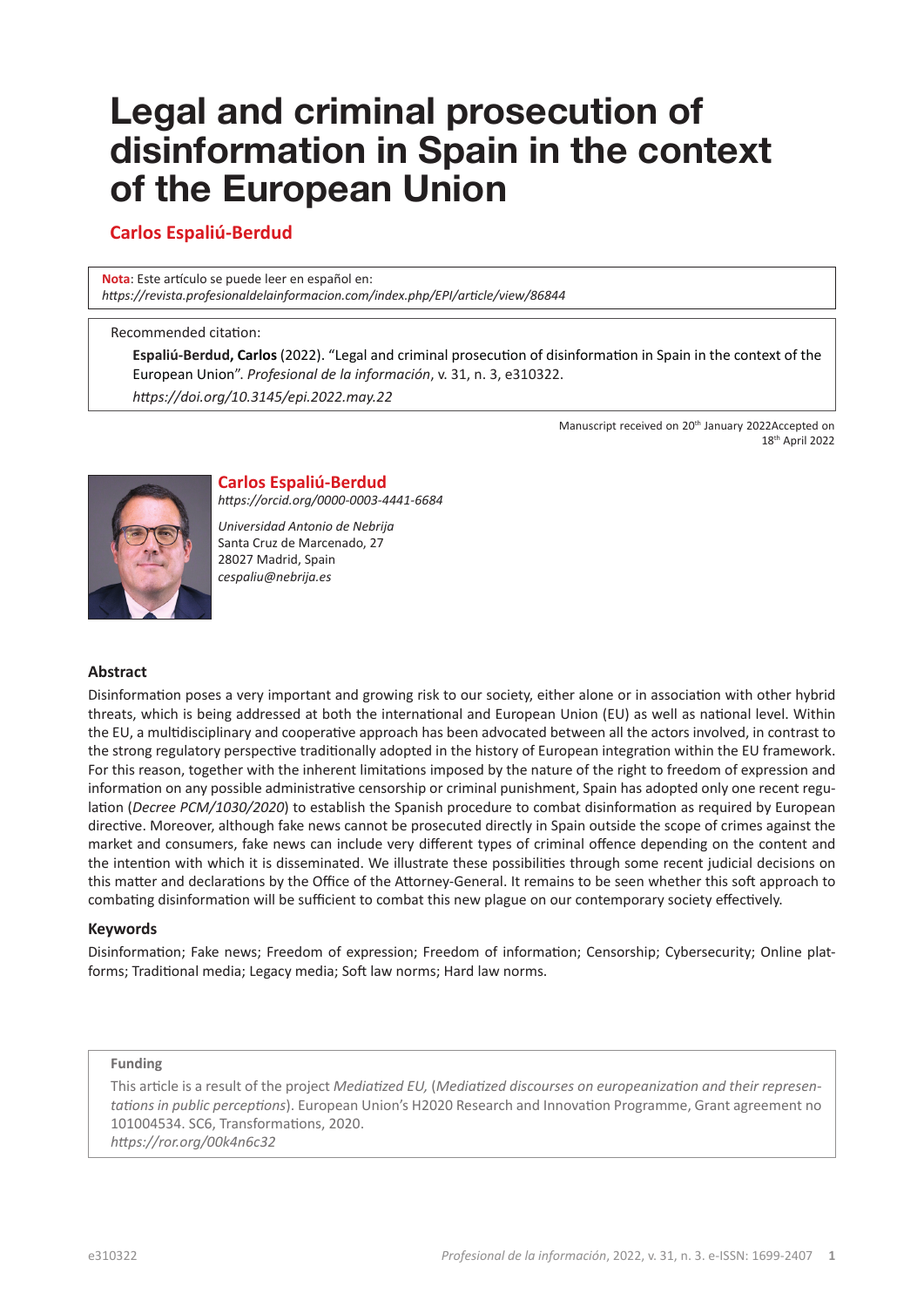# Legal and criminal prosecution of disinformation in Spain in the context of the European Union

**Carlos Espaliú-Berdud**

**Nota**: Este artículo se puede leer en español en:
*https://revista.profesionaldelainformacion.com/index.php/EPI/article/view/86844*

Recommended citation:

**Espaliú-Berdud, Carlos** (2022). "Legal and criminal prosecution of disinformation in Spain in the context of the European Union". *Profesional de la información*, v. 31, n. 3, e310322.
*https://doi.org/10.3145/epi.2022.may.22*

Manuscript received on 20th January 2022Accepted on 18th April 2022

**Carlos Espaliú-Berdud**
*https://orcid.org/0000-0003-4441-6684*

*Universidad Antonio de Nebrija*
Santa Cruz de Marcenado, 27
28027 Madrid, Spain
*cespaliu@nebrija.es*

## Abstract

Disinformation poses a very important and growing risk to our society, either alone or in association with other hybrid threats, which is being addressed at both the international and European Union (EU) as well as national level. Within the EU, a multidisciplinary and cooperative approach has been advocated between all the actors involved, in contrast to the strong regulatory perspective traditionally adopted in the history of European integration within the EU framework. For this reason, together with the inherent limitations imposed by the nature of the right to freedom of expression and information on any possible administrative censorship or criminal punishment, Spain has adopted only one recent regulation (*Decree PCM/1030/2020*) to establish the Spanish procedure to combat disinformation as required by European directive. Moreover, although fake news cannot be prosecuted directly in Spain outside the scope of crimes against the market and consumers, fake news can include very different types of criminal offence depending on the content and the intention with which it is disseminated. We illustrate these possibilities through some recent judicial decisions on this matter and declarations by the Office of the Attorney-General. It remains to be seen whether this soft approach to combating disinformation will be sufficient to combat this new plague on our contemporary society effectively.

## Keywords

Disinformation; Fake news; Freedom of expression; Freedom of information; Censorship; Cybersecurity; Online platforms; Traditional media; Legacy media; Soft law norms; Hard law norms.

**Funding**

This article is a result of the project *Mediatized EU,* (*Mediatized discourses on europeanization and their representations in public perceptions*). European Union's H2020 Research and Innovation Programme, Grant agreement no 101004534. SC6, Transformations, 2020.
*https://ror.org/00k4n6c32*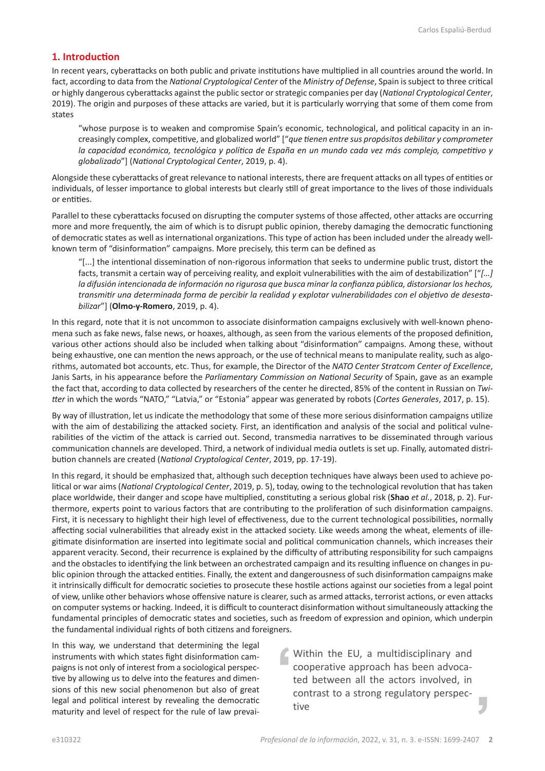## 1. Introduction

In recent years, cyberattacks on both public and private institutions have multiplied in all countries around the world. In fact, according to data from the *National Cryptological Center* of the *Ministry of Defense*, Spain is subject to three critical or highly dangerous cyberattacks against the public sector or strategic companies per day (*National Cryptological Center*, 2019). The origin and purposes of these attacks are varied, but it is particularly worrying that some of them come from states

> "whose purpose is to weaken and compromise Spain's economic, technological, and political capacity in an increasingly complex, competitive, and globalized world" ["*que tienen entre sus propósitos debilitar y comprometer la capacidad económica, tecnológica y política de España en un mundo cada vez más complejo, competitivo y globalizado*"] (*National Cryptological Center*, 2019, p. 4).

Alongside these cyberattacks of great relevance to national interests, there are frequent attacks on all types of entities or individuals, of lesser importance to global interests but clearly still of great importance to the lives of those individuals or entities.

Parallel to these cyberattacks focused on disrupting the computer systems of those affected, other attacks are occurring more and more frequently, the aim of which is to disrupt public opinion, thereby damaging the democratic functioning of democratic states as well as international organizations. This type of action has been included under the already well-known term of "disinformation" campaigns. More precisely, this term can be defined as

> "[...] the intentional dissemination of non-rigorous information that seeks to undermine public trust, distort the facts, transmit a certain way of perceiving reality, and exploit vulnerabilities with the aim of destabilization" ["*[…] la difusión intencionada de información no rigurosa que busca minar la confianza pública, distorsionar los hechos, transmitir una determinada forma de percibir la realidad y explotar vulnerabilidades con el objetivo de desestabilizar*"] (**Olmo-y-Romero**, 2019, p. 4).

In this regard, note that it is not uncommon to associate disinformation campaigns exclusively with well-known phenomena such as fake news, false news, or hoaxes, although, as seen from the various elements of the proposed definition, various other actions should also be included when talking about "disinformation" campaigns. Among these, without being exhaustive, one can mention the news approach, or the use of technical means to manipulate reality, such as algorithms, automated bot accounts, etc. Thus, for example, the Director of the *NATO Center Stratcom Center of Excellence*, Janis Sarts, in his appearance before the *Parliamentary Commission on National Security* of Spain, gave as an example the fact that, according to data collected by researchers of the center he directed, 85% of the content in Russian on *Twitter* in which the words "NATO," "Latvia," or "Estonia" appear was generated by robots (*Cortes Generales*, 2017, p. 15).

By way of illustration, let us indicate the methodology that some of these more serious disinformation campaigns utilize with the aim of destabilizing the attacked society. First, an identification and analysis of the social and political vulnerabilities of the victim of the attack is carried out. Second, transmedia narratives to be disseminated through various communication channels are developed. Third, a network of individual media outlets is set up. Finally, automated distribution channels are created (*National Cryptological Center*, 2019, pp. 17-19).

In this regard, it should be emphasized that, although such deception techniques have always been used to achieve political or war aims (*National Cryptological Center*, 2019, p. 5), today, owing to the technological revolution that has taken place worldwide, their danger and scope have multiplied, constituting a serious global risk (**Shao** *et al.*, 2018, p. 2). Furthermore, experts point to various factors that are contributing to the proliferation of such disinformation campaigns. First, it is necessary to highlight their high level of effectiveness, due to the current technological possibilities, normally affecting social vulnerabilities that already exist in the attacked society. Like weeds among the wheat, elements of illegitimate disinformation are inserted into legitimate social and political communication channels, which increases their apparent veracity. Second, their recurrence is explained by the difficulty of attributing responsibility for such campaigns and the obstacles to identifying the link between an orchestrated campaign and its resulting influence on changes in public opinion through the attacked entities. Finally, the extent and dangerousness of such disinformation campaigns make it intrinsically difficult for democratic societies to prosecute these hostile actions against our societies from a legal point of view, unlike other behaviors whose offensive nature is clearer, such as armed attacks, terrorist actions, or even attacks on computer systems or hacking. Indeed, it is difficult to counteract disinformation without simultaneously attacking the fundamental principles of democratic states and societies, such as freedom of expression and opinion, which underpin the fundamental individual rights of both citizens and foreigners.

In this way, we understand that determining the legal instruments with which states fight disinformation campaigns is not only of interest from a sociological perspective by allowing us to delve into the features and dimensions of this new social phenomenon but also of great legal and political interest by revealing the democratic maturity and level of respect for the rule of law prevai-

> Within the EU, a multidisciplinary and cooperative approach has been advocated between all the actors involved, in contrast to a strong regulatory perspective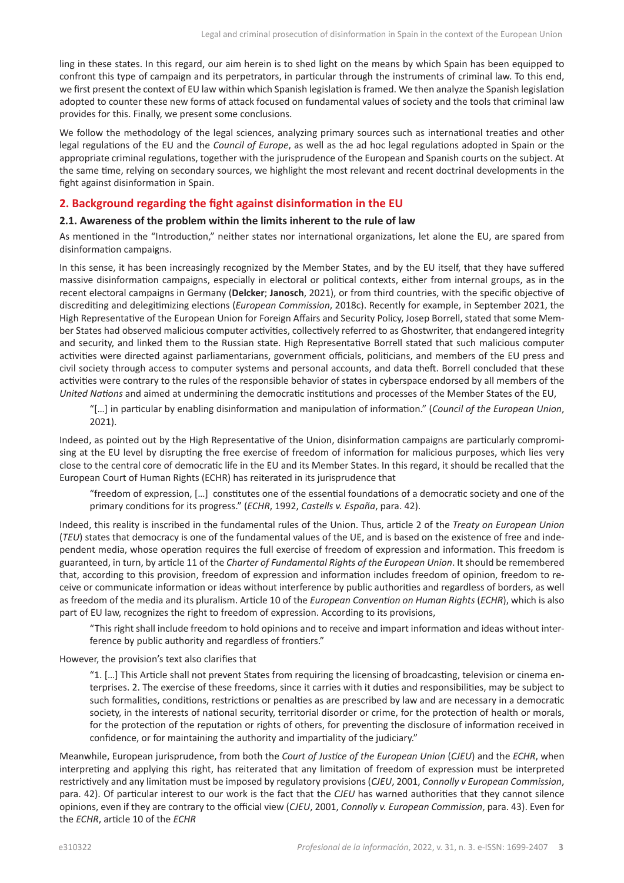ling in these states. In this regard, our aim herein is to shed light on the means by which Spain has been equipped to confront this type of campaign and its perpetrators, in particular through the instruments of criminal law. To this end, we first present the context of EU law within which Spanish legislation is framed. We then analyze the Spanish legislation adopted to counter these new forms of attack focused on fundamental values of society and the tools that criminal law provides for this. Finally, we present some conclusions.

We follow the methodology of the legal sciences, analyzing primary sources such as international treaties and other legal regulations of the EU and the *Council of Europe*, as well as the ad hoc legal regulations adopted in Spain or the appropriate criminal regulations, together with the jurisprudence of the European and Spanish courts on the subject. At the same time, relying on secondary sources, we highlight the most relevant and recent doctrinal developments in the fight against disinformation in Spain.

## 2. Background regarding the fight against disinformation in the EU

### 2.1. Awareness of the problem within the limits inherent to the rule of law

As mentioned in the "Introduction," neither states nor international organizations, let alone the EU, are spared from disinformation campaigns.

In this sense, it has been increasingly recognized by the Member States, and by the EU itself, that they have suffered massive disinformation campaigns, especially in electoral or political contexts, either from internal groups, as in the recent electoral campaigns in Germany (**Delcker**; **Janosch**, 2021), or from third countries, with the specific objective of discrediting and delegitimizing elections (*European Commission*, 2018c). Recently for example, in September 2021, the High Representative of the European Union for Foreign Affairs and Security Policy, Josep Borrell, stated that some Member States had observed malicious computer activities, collectively referred to as Ghostwriter, that endangered integrity and security, and linked them to the Russian state. High Representative Borrell stated that such malicious computer activities were directed against parliamentarians, government officials, politicians, and members of the EU press and civil society through access to computer systems and personal accounts, and data theft. Borrell concluded that these activities were contrary to the rules of the responsible behavior of states in cyberspace endorsed by all members of the *United Nations* and aimed at undermining the democratic institutions and processes of the Member States of the EU,

> "[…] in particular by enabling disinformation and manipulation of information." (*Council of the European Union*, 2021).

Indeed, as pointed out by the High Representative of the Union, disinformation campaigns are particularly compromising at the EU level by disrupting the free exercise of freedom of information for malicious purposes, which lies very close to the central core of democratic life in the EU and its Member States. In this regard, it should be recalled that the European Court of Human Rights (ECHR) has reiterated in its jurisprudence that

> "freedom of expression, […] constitutes one of the essential foundations of a democratic society and one of the primary conditions for its progress." (*ECHR*, 1992, *Castells v. España*, para. 42).

Indeed, this reality is inscribed in the fundamental rules of the Union. Thus, article 2 of the *Treaty on European Union* (*TEU*) states that democracy is one of the fundamental values of the UE, and is based on the existence of free and independent media, whose operation requires the full exercise of freedom of expression and information. This freedom is guaranteed, in turn, by article 11 of the *Charter of Fundamental Rights of the European Union*. It should be remembered that, according to this provision, freedom of expression and information includes freedom of opinion, freedom to receive or communicate information or ideas without interference by public authorities and regardless of borders, as well as freedom of the media and its pluralism. Article 10 of the *European Convention on Human Rights* (*ECHR*), which is also part of EU law, recognizes the right to freedom of expression. According to its provisions,

> "This right shall include freedom to hold opinions and to receive and impart information and ideas without interference by public authority and regardless of frontiers."

However, the provision's text also clarifies that

> "1. […] This Article shall not prevent States from requiring the licensing of broadcasting, television or cinema enterprises. 2. The exercise of these freedoms, since it carries with it duties and responsibilities, may be subject to such formalities, conditions, restrictions or penalties as are prescribed by law and are necessary in a democratic society, in the interests of national security, territorial disorder or crime, for the protection of health or morals, for the protection of the reputation or rights of others, for preventing the disclosure of information received in confidence, or for maintaining the authority and impartiality of the judiciary."

Meanwhile, European jurisprudence, from both the *Court of Justice of the European Union* (*CJEU*) and the *ECHR*, when interpreting and applying this right, has reiterated that any limitation of freedom of expression must be interpreted restrictively and any limitation must be imposed by regulatory provisions (*CJEU*, 2001, *Connolly v European Commission*, para. 42). Of particular interest to our work is the fact that the *CJEU* has warned authorities that they cannot silence opinions, even if they are contrary to the official view (*CJEU*, 2001, *Connolly v. European Commission*, para. 43). Even for the *ECHR*, article 10 of the *ECHR*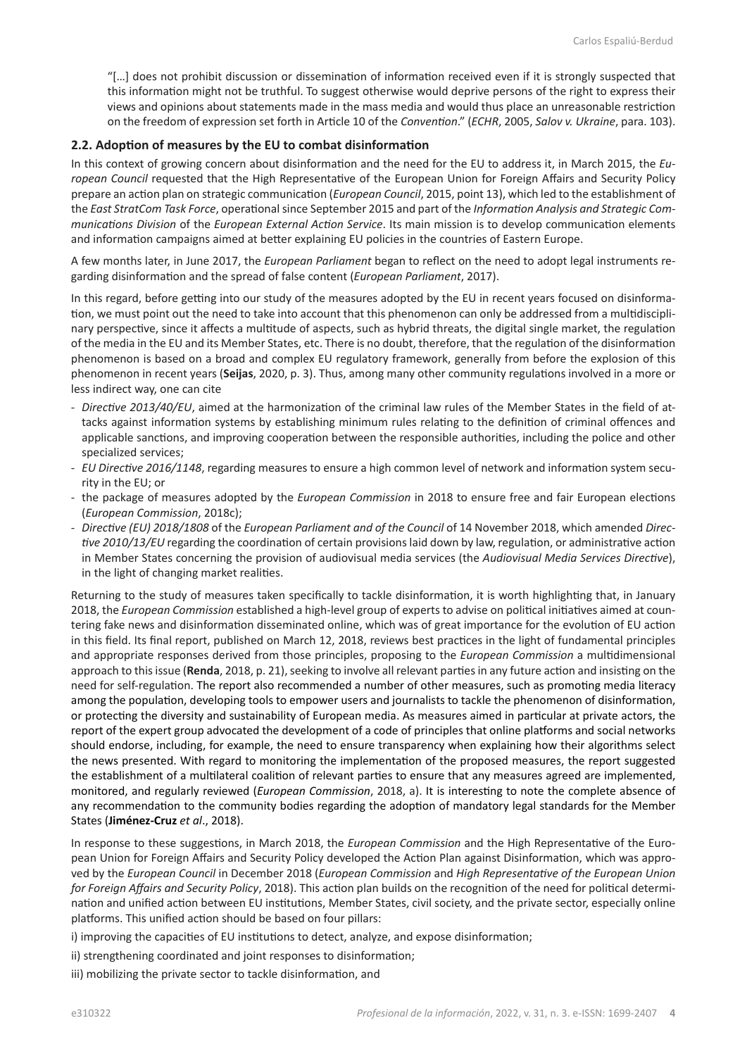"[…] does not prohibit discussion or dissemination of information received even if it is strongly suspected that this information might not be truthful. To suggest otherwise would deprive persons of the right to express their views and opinions about statements made in the mass media and would thus place an unreasonable restriction on the freedom of expression set forth in Article 10 of the *Convention*." (*ECHR*, 2005, *Salov v. Ukraine*, para. 103).

### 2.2. Adoption of measures by the EU to combat disinformation

In this context of growing concern about disinformation and the need for the EU to address it, in March 2015, the *European Council* requested that the High Representative of the European Union for Foreign Affairs and Security Policy prepare an action plan on strategic communication (*European Council*, 2015, point 13), which led to the establishment of the *East StratCom Task Force*, operational since September 2015 and part of the *Information Analysis and Strategic Communications Division* of the *European External Action Service*. Its main mission is to develop communication elements and information campaigns aimed at better explaining EU policies in the countries of Eastern Europe.

A few months later, in June 2017, the *European Parliament* began to reflect on the need to adopt legal instruments regarding disinformation and the spread of false content (*European Parliament*, 2017).

In this regard, before getting into our study of the measures adopted by the EU in recent years focused on disinformation, we must point out the need to take into account that this phenomenon can only be addressed from a multidisciplinary perspective, since it affects a multitude of aspects, such as hybrid threats, the digital single market, the regulation of the media in the EU and its Member States, etc. There is no doubt, therefore, that the regulation of the disinformation phenomenon is based on a broad and complex EU regulatory framework, generally from before the explosion of this phenomenon in recent years (**Seijas**, 2020, p. 3). Thus, among many other community regulations involved in a more or less indirect way, one can cite

- *Directive 2013/40/EU*, aimed at the harmonization of the criminal law rules of the Member States in the field of attacks against information systems by establishing minimum rules relating to the definition of criminal offences and applicable sanctions, and improving cooperation between the responsible authorities, including the police and other specialized services;
- *EU Directive 2016/1148*, regarding measures to ensure a high common level of network and information system security in the EU; or
- the package of measures adopted by the *European Commission* in 2018 to ensure free and fair European elections (*European Commission*, 2018c);
- *Directive (EU) 2018/1808* of the *European Parliament and of the Council* of 14 November 2018, which amended *Directive 2010/13/EU* regarding the coordination of certain provisions laid down by law, regulation, or administrative action in Member States concerning the provision of audiovisual media services (the *Audiovisual Media Services Directive*), in the light of changing market realities.

Returning to the study of measures taken specifically to tackle disinformation, it is worth highlighting that, in January 2018, the *European Commission* established a high-level group of experts to advise on political initiatives aimed at countering fake news and disinformation disseminated online, which was of great importance for the evolution of EU action in this field. Its final report, published on March 12, 2018, reviews best practices in the light of fundamental principles and appropriate responses derived from those principles, proposing to the *European Commission* a multidimensional approach to this issue (**Renda**, 2018, p. 21), seeking to involve all relevant parties in any future action and insisting on the need for self-regulation. The report also recommended a number of other measures, such as promoting media literacy among the population, developing tools to empower users and journalists to tackle the phenomenon of disinformation, or protecting the diversity and sustainability of European media. As measures aimed in particular at private actors, the report of the expert group advocated the development of a code of principles that online platforms and social networks should endorse, including, for example, the need to ensure transparency when explaining how their algorithms select the news presented. With regard to monitoring the implementation of the proposed measures, the report suggested the establishment of a multilateral coalition of relevant parties to ensure that any measures agreed are implemented, monitored, and regularly reviewed (*European Commission*, 2018, a). It is interesting to note the complete absence of any recommendation to the community bodies regarding the adoption of mandatory legal standards for the Member States (**Jiménez-Cruz** *et al*., 2018).

In response to these suggestions, in March 2018, the *European Commission* and the High Representative of the European Union for Foreign Affairs and Security Policy developed the Action Plan against Disinformation, which was approved by the *European Council* in December 2018 (*European Commission* and *High Representative of the European Union for Foreign Affairs and Security Policy*, 2018). This action plan builds on the recognition of the need for political determination and unified action between EU institutions, Member States, civil society, and the private sector, especially online platforms. This unified action should be based on four pillars:

i) improving the capacities of EU institutions to detect, analyze, and expose disinformation;

ii) strengthening coordinated and joint responses to disinformation;

iii) mobilizing the private sector to tackle disinformation, and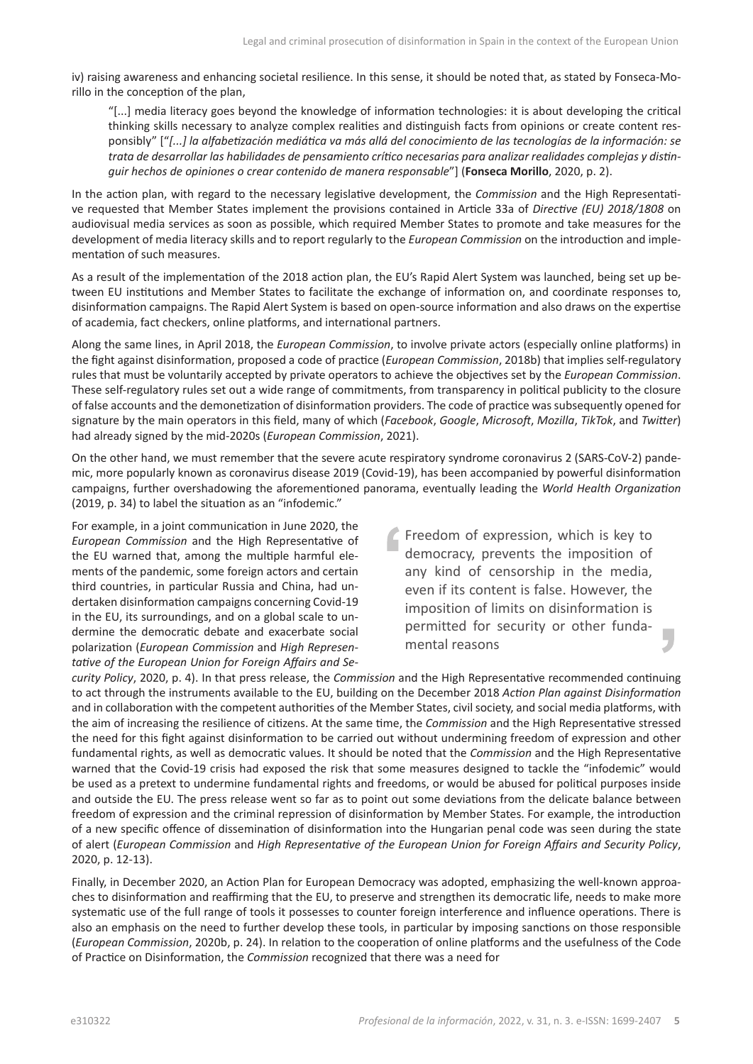iv) raising awareness and enhancing societal resilience. In this sense, it should be noted that, as stated by Fonseca-Morillo in the conception of the plan,

> "[...] media literacy goes beyond the knowledge of information technologies: it is about developing the critical thinking skills necessary to analyze complex realities and distinguish facts from opinions or create content responsibly" ["*[...] la alfabetización mediática va más allá del conocimiento de las tecnologías de la información: se trata de desarrollar las habilidades de pensamiento crítico necesarias para analizar realidades complejas y distinguir hechos de opiniones o crear contenido de manera responsable*"] (**Fonseca Morillo**, 2020, p. 2).

In the action plan, with regard to the necessary legislative development, the *Commission* and the High Representative requested that Member States implement the provisions contained in Article 33a of *Directive (EU) 2018/1808* on audiovisual media services as soon as possible, which required Member States to promote and take measures for the development of media literacy skills and to report regularly to the *European Commission* on the introduction and implementation of such measures.

As a result of the implementation of the 2018 action plan, the EU's Rapid Alert System was launched, being set up between EU institutions and Member States to facilitate the exchange of information on, and coordinate responses to, disinformation campaigns. The Rapid Alert System is based on open-source information and also draws on the expertise of academia, fact checkers, online platforms, and international partners.

Along the same lines, in April 2018, the *European Commission*, to involve private actors (especially online platforms) in the fight against disinformation, proposed a code of practice (*European Commission*, 2018b) that implies self-regulatory rules that must be voluntarily accepted by private operators to achieve the objectives set by the *European Commission*. These self-regulatory rules set out a wide range of commitments, from transparency in political publicity to the closure of false accounts and the demonetization of disinformation providers. The code of practice was subsequently opened for signature by the main operators in this field, many of which (*Facebook*, *Google*, *Microsoft*, *Mozilla*, *TikTok*, and *Twitter*) had already signed by the mid-2020s (*European Commission*, 2021).

On the other hand, we must remember that the severe acute respiratory syndrome coronavirus 2 (SARS-CoV-2) pandemic, more popularly known as coronavirus disease 2019 (Covid-19), has been accompanied by powerful disinformation campaigns, further overshadowing the aforementioned panorama, eventually leading the *World Health Organization* (2019, p. 34) to label the situation as an "infodemic."

> Freedom of expression, which is key to democracy, prevents the imposition of any kind of censorship in the media, even if its content is false. However, the imposition of limits on disinformation is permitted for security or other fundamental reasons

For example, in a joint communication in June 2020, the *European Commission* and the High Representative of the EU warned that, among the multiple harmful elements of the pandemic, some foreign actors and certain third countries, in particular Russia and China, had undertaken disinformation campaigns concerning Covid-19 in the EU, its surroundings, and on a global scale to undermine the democratic debate and exacerbate social polarization (*European Commission* and *High Representative of the European Union for Foreign Affairs and Security Policy*, 2020, p. 4). In that press release, the *Commission* and the High Representative recommended continuing to act through the instruments available to the EU, building on the December 2018 *Action Plan against Disinformation* and in collaboration with the competent authorities of the Member States, civil society, and social media platforms, with the aim of increasing the resilience of citizens. At the same time, the *Commission* and the High Representative stressed the need for this fight against disinformation to be carried out without undermining freedom of expression and other fundamental rights, as well as democratic values. It should be noted that the *Commission* and the High Representative warned that the Covid-19 crisis had exposed the risk that some measures designed to tackle the "infodemic" would be used as a pretext to undermine fundamental rights and freedoms, or would be abused for political purposes inside and outside the EU. The press release went so far as to point out some deviations from the delicate balance between freedom of expression and the criminal repression of disinformation by Member States. For example, the introduction of a new specific offence of dissemination of disinformation into the Hungarian penal code was seen during the state of alert (*European Commission* and *High Representative of the European Union for Foreign Affairs and Security Policy*, 2020, p. 12-13).

Finally, in December 2020, an Action Plan for European Democracy was adopted, emphasizing the well-known approaches to disinformation and reaffirming that the EU, to preserve and strengthen its democratic life, needs to make more systematic use of the full range of tools it possesses to counter foreign interference and influence operations. There is also an emphasis on the need to further develop these tools, in particular by imposing sanctions on those responsible (*European Commission*, 2020b, p. 24). In relation to the cooperation of online platforms and the usefulness of the Code of Practice on Disinformation, the *Commission* recognized that there was a need for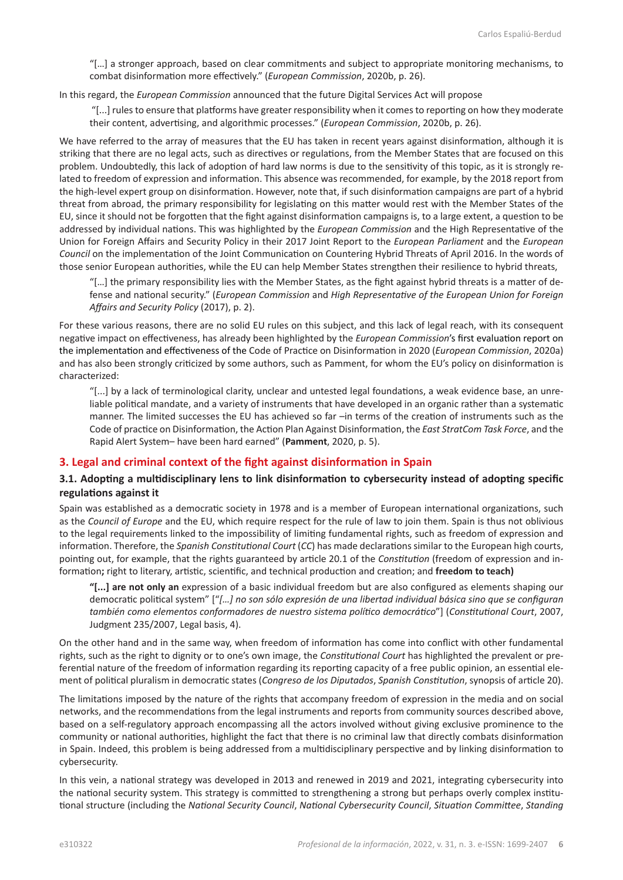> "[…] a stronger approach, based on clear commitments and subject to appropriate monitoring mechanisms, to combat disinformation more effectively." (*European Commission*, 2020b, p. 26).

In this regard, the *European Commission* announced that the future Digital Services Act will propose

> "[...] rules to ensure that platforms have greater responsibility when it comes to reporting on how they moderate their content, advertising, and algorithmic processes." (*European Commission*, 2020b, p. 26).

We have referred to the array of measures that the EU has taken in recent years against disinformation, although it is striking that there are no legal acts, such as directives or regulations, from the Member States that are focused on this problem. Undoubtedly, this lack of adoption of hard law norms is due to the sensitivity of this topic, as it is strongly related to freedom of expression and information. This absence was recommended, for example, by the 2018 report from the high-level expert group on disinformation. However, note that, if such disinformation campaigns are part of a hybrid threat from abroad, the primary responsibility for legislating on this matter would rest with the Member States of the EU, since it should not be forgotten that the fight against disinformation campaigns is, to a large extent, a question to be addressed by individual nations. This was highlighted by the *European Commission* and the High Representative of the Union for Foreign Affairs and Security Policy in their 2017 Joint Report to the *European Parliament* and the *European Council* on the implementation of the Joint Communication on Countering Hybrid Threats of April 2016. In the words of those senior European authorities, while the EU can help Member States strengthen their resilience to hybrid threats,

> "[…] the primary responsibility lies with the Member States, as the fight against hybrid threats is a matter of defense and national security." (*European Commission* and *High Representative of the European Union for Foreign Affairs and Security Policy* (2017), p. 2).

For these various reasons, there are no solid EU rules on this subject, and this lack of legal reach, with its consequent negative impact on effectiveness, has already been highlighted by the *European Commission*'s first evaluation report on the implementation and effectiveness of the Code of Practice on Disinformation in 2020 (*European Commission*, 2020a) and has also been strongly criticized by some authors, such as Pamment, for whom the EU's policy on disinformation is characterized:

> "[...] by a lack of terminological clarity, unclear and untested legal foundations, a weak evidence base, an unreliable political mandate, and a variety of instruments that have developed in an organic rather than a systematic manner. The limited successes the EU has achieved so far –in terms of the creation of instruments such as the Code of practice on Disinformation, the Action Plan Against Disinformation, the *East StratCom Task Force*, and the Rapid Alert System– have been hard earned" (**Pamment**, 2020, p. 5).

## 3. Legal and criminal context of the fight against disinformation in Spain

### 3.1. Adopting a multidisciplinary lens to link disinformation to cybersecurity instead of adopting specific regulations against it

Spain was established as a democratic society in 1978 and is a member of European international organizations, such as the *Council of Europe* and the EU, which require respect for the rule of law to join them. Spain is thus not oblivious to the legal requirements linked to the impossibility of limiting fundamental rights, such as freedom of expression and information. Therefore, the *Spanish Constitutional Court* (*CC*) has made declarations similar to the European high courts, pointing out, for example, that the rights guaranteed by article 20.1 of the *Constitution* (freedom of expression and information**;** right to literary, artistic, scientific, and technical production and creation; and **freedom to teach)**

> **"[...] are not only an** expression of a basic individual freedom but are also configured as elements shaping our democratic political system" ["*[…] no son sólo expresión de una libertad individual básica sino que se configuran también como elementos conformadores de nuestro sistema político democrático*"] (*Constitutional Court*, 2007, Judgment 235/2007, Legal basis, 4).

On the other hand and in the same way, when freedom of information has come into conflict with other fundamental rights, such as the right to dignity or to one's own image, the *Constitutional Court* has highlighted the prevalent or preferential nature of the freedom of information regarding its reporting capacity of a free public opinion, an essential element of political pluralism in democratic states (*Congreso de los Diputados*, *Spanish Constitution*, synopsis of article 20).

The limitations imposed by the nature of the rights that accompany freedom of expression in the media and on social networks, and the recommendations from the legal instruments and reports from community sources described above, based on a self-regulatory approach encompassing all the actors involved without giving exclusive prominence to the community or national authorities, highlight the fact that there is no criminal law that directly combats disinformation in Spain. Indeed, this problem is being addressed from a multidisciplinary perspective and by linking disinformation to cybersecurity.

In this vein, a national strategy was developed in 2013 and renewed in 2019 and 2021, integrating cybersecurity into the national security system. This strategy is committed to strengthening a strong but perhaps overly complex institutional structure (including the *National Security Council*, *National Cybersecurity Council*, *Situation Committee*, *Standing*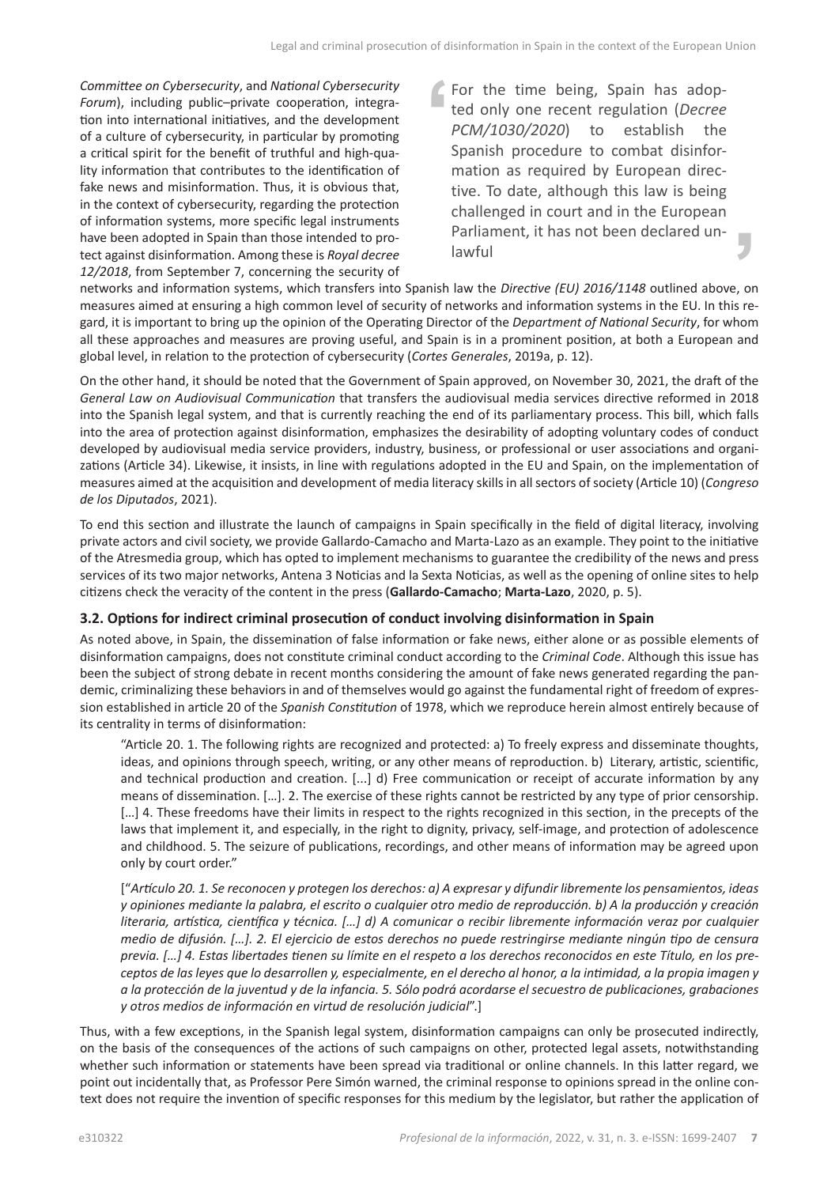*Committee on Cybersecurity*, and *National Cybersecurity Forum*), including public–private cooperation, integration into international initiatives, and the development of a culture of cybersecurity, in particular by promoting a critical spirit for the benefit of truthful and high-quality information that contributes to the identification of fake news and misinformation. Thus, it is obvious that, in the context of cybersecurity, regarding the protection of information systems, more specific legal instruments have been adopted in Spain than those intended to protect against disinformation. Among these is *Royal decree 12/2018*, from September 7, concerning the security of networks and information systems, which transfers into Spanish law the *Directive (EU) 2016/1148* outlined above, on measures aimed at ensuring a high common level of security of networks and information systems in the EU. In this regard, it is important to bring up the opinion of the Operating Director of the *Department of National Security*, for whom all these approaches and measures are proving useful, and Spain is in a prominent position, at both a European and global level, in relation to the protection of cybersecurity (*Cortes Generales*, 2019a, p. 12).

> For the time being, Spain has adopted only one recent regulation (*Decree PCM/1030/2020*) to establish the Spanish procedure to combat disinformation as required by European directive. To date, although this law is being challenged in court and in the European Parliament, it has not been declared unlawful

On the other hand, it should be noted that the Government of Spain approved, on November 30, 2021, the draft of the *General Law on Audiovisual Communication* that transfers the audiovisual media services directive reformed in 2018 into the Spanish legal system, and that is currently reaching the end of its parliamentary process. This bill, which falls into the area of protection against disinformation, emphasizes the desirability of adopting voluntary codes of conduct developed by audiovisual media service providers, industry, business, or professional or user associations and organizations (Article 34). Likewise, it insists, in line with regulations adopted in the EU and Spain, on the implementation of measures aimed at the acquisition and development of media literacy skills in all sectors of society (Article 10) (*Congreso de los Diputados*, 2021).

To end this section and illustrate the launch of campaigns in Spain specifically in the field of digital literacy, involving private actors and civil society, we provide Gallardo-Camacho and Marta-Lazo as an example. They point to the initiative of the Atresmedia group, which has opted to implement mechanisms to guarantee the credibility of the news and press services of its two major networks, Antena 3 Noticias and la Sexta Noticias, as well as the opening of online sites to help citizens check the veracity of the content in the press (**Gallardo-Camacho**; **Marta-Lazo**, 2020, p. 5).

### 3.2. Options for indirect criminal prosecution of conduct involving disinformation in Spain

As noted above, in Spain, the dissemination of false information or fake news, either alone or as possible elements of disinformation campaigns, does not constitute criminal conduct according to the *Criminal Code*. Although this issue has been the subject of strong debate in recent months considering the amount of fake news generated regarding the pandemic, criminalizing these behaviors in and of themselves would go against the fundamental right of freedom of expression established in article 20 of the *Spanish Constitution* of 1978, which we reproduce herein almost entirely because of its centrality in terms of disinformation:

> "Article 20. 1. The following rights are recognized and protected: a) To freely express and disseminate thoughts, ideas, and opinions through speech, writing, or any other means of reproduction. b) Literary, artistic, scientific, and technical production and creation. [...] d) Free communication or receipt of accurate information by any means of dissemination. […]. 2. The exercise of these rights cannot be restricted by any type of prior censorship. […] 4. These freedoms have their limits in respect to the rights recognized in this section, in the precepts of the laws that implement it, and especially, in the right to dignity, privacy, self-image, and protection of adolescence and childhood. 5. The seizure of publications, recordings, and other means of information may be agreed upon only by court order."
>
> ["*Artículo 20. 1. Se reconocen y protegen los derechos: a) A expresar y difundir libremente los pensamientos, ideas y opiniones mediante la palabra, el escrito o cualquier otro medio de reproducción. b) A la producción y creación literaria, artística, científica y técnica. […] d) A comunicar o recibir libremente información veraz por cualquier medio de difusión. […]. 2. El ejercicio de estos derechos no puede restringirse mediante ningún tipo de censura previa. […] 4. Estas libertades tienen su límite en el respeto a los derechos reconocidos en este Título, en los preceptos de las leyes que lo desarrollen y, especialmente, en el derecho al honor, a la intimidad, a la propia imagen y a la protección de la juventud y de la infancia. 5. Sólo podrá acordarse el secuestro de publicaciones, grabaciones y otros medios de información en virtud de resolución judicial*".]

Thus, with a few exceptions, in the Spanish legal system, disinformation campaigns can only be prosecuted indirectly, on the basis of the consequences of the actions of such campaigns on other, protected legal assets, notwithstanding whether such information or statements have been spread via traditional or online channels. In this latter regard, we point out incidentally that, as Professor Pere Simón warned, the criminal response to opinions spread in the online context does not require the invention of specific responses for this medium by the legislator, but rather the application of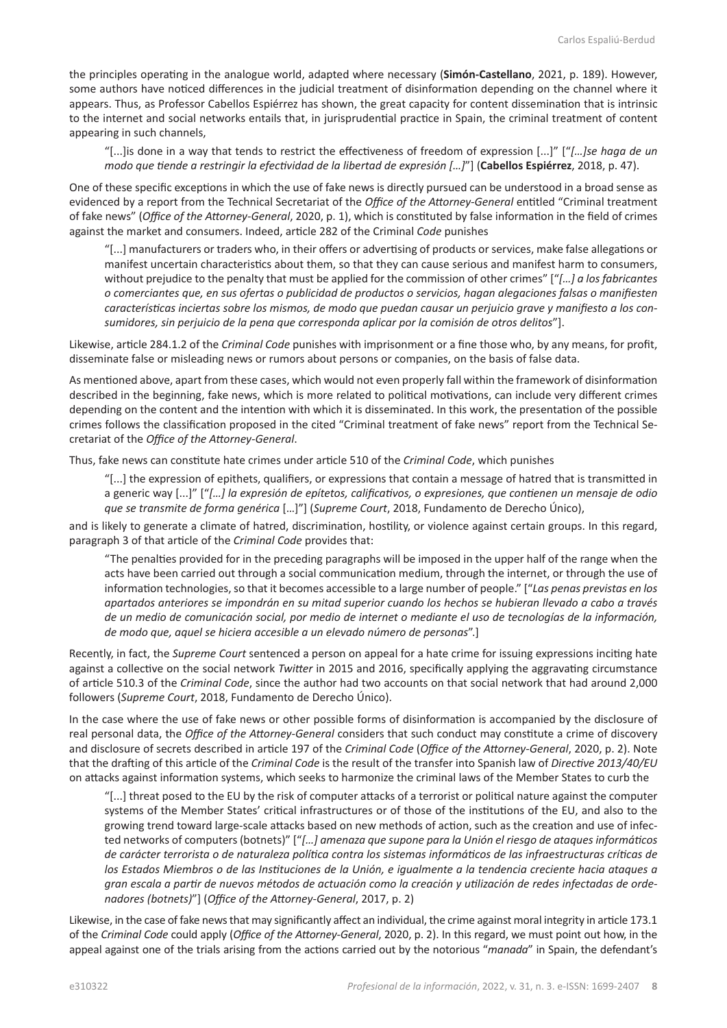the principles operating in the analogue world, adapted where necessary (**Simón-Castellano**, 2021, p. 189). However, some authors have noticed differences in the judicial treatment of disinformation depending on the channel where it appears. Thus, as Professor Cabellos Espiérrez has shown, the great capacity for content dissemination that is intrinsic to the internet and social networks entails that, in jurisprudential practice in Spain, the criminal treatment of content appearing in such channels,

> "[...]is done in a way that tends to restrict the effectiveness of freedom of expression [...]" ["*[…]se haga de un modo que tiende a restringir la efectividad de la libertad de expresión […]*"] (**Cabellos Espiérrez**, 2018, p. 47).

One of these specific exceptions in which the use of fake news is directly pursued can be understood in a broad sense as evidenced by a report from the Technical Secretariat of the *Office of the Attorney-General* entitled "Criminal treatment of fake news" (*Office of the Attorney-General*, 2020, p. 1), which is constituted by false information in the field of crimes against the market and consumers. Indeed, article 282 of the Criminal *Code* punishes

> "[...] manufacturers or traders who, in their offers or advertising of products or services, make false allegations or manifest uncertain characteristics about them, so that they can cause serious and manifest harm to consumers, without prejudice to the penalty that must be applied for the commission of other crimes" ["*[…] a los fabricantes o comerciantes que, en sus ofertas o publicidad de productos o servicios, hagan alegaciones falsas o manifiesten características inciertas sobre los mismos, de modo que puedan causar un perjuicio grave y manifiesto a los consumidores, sin perjuicio de la pena que corresponda aplicar por la comisión de otros delitos*"].

Likewise, article 284.1.2 of the *Criminal Code* punishes with imprisonment or a fine those who, by any means, for profit, disseminate false or misleading news or rumors about persons or companies, on the basis of false data.

As mentioned above, apart from these cases, which would not even properly fall within the framework of disinformation described in the beginning, fake news, which is more related to political motivations, can include very different crimes depending on the content and the intention with which it is disseminated. In this work, the presentation of the possible crimes follows the classification proposed in the cited "Criminal treatment of fake news" report from the Technical Secretariat of the *Office of the Attorney-General*.

Thus, fake news can constitute hate crimes under article 510 of the *Criminal Code*, which punishes

> "[...] the expression of epithets, qualifiers, or expressions that contain a message of hatred that is transmitted in a generic way [...]" ["*[…] la expresión de epítetos, calificativos, o expresiones, que contienen un mensaje de odio que se transmite de forma genérica* […]"] (*Supreme Court*, 2018, Fundamento de Derecho Único),

and is likely to generate a climate of hatred, discrimination, hostility, or violence against certain groups. In this regard, paragraph 3 of that article of the *Criminal Code* provides that:

> "The penalties provided for in the preceding paragraphs will be imposed in the upper half of the range when the acts have been carried out through a social communication medium, through the internet, or through the use of information technologies, so that it becomes accessible to a large number of people." ["*Las penas previstas en los apartados anteriores se impondrán en su mitad superior cuando los hechos se hubieran llevado a cabo a través de un medio de comunicación social, por medio de internet o mediante el uso de tecnologías de la información, de modo que, aquel se hiciera accesible a un elevado número de personas*".]

Recently, in fact, the *Supreme Court* sentenced a person on appeal for a hate crime for issuing expressions inciting hate against a collective on the social network *Twitter* in 2015 and 2016, specifically applying the aggravating circumstance of article 510.3 of the *Criminal Code*, since the author had two accounts on that social network that had around 2,000 followers (*Supreme Court*, 2018, Fundamento de Derecho Único).

In the case where the use of fake news or other possible forms of disinformation is accompanied by the disclosure of real personal data, the *Office of the Attorney-General* considers that such conduct may constitute a crime of discovery and disclosure of secrets described in article 197 of the *Criminal Code* (*Office of the Attorney-General*, 2020, p. 2). Note that the drafting of this article of the *Criminal Code* is the result of the transfer into Spanish law of *Directive 2013/40/EU* on attacks against information systems, which seeks to harmonize the criminal laws of the Member States to curb the

> "[...] threat posed to the EU by the risk of computer attacks of a terrorist or political nature against the computer systems of the Member States' critical infrastructures or of those of the institutions of the EU, and also to the growing trend toward large-scale attacks based on new methods of action, such as the creation and use of infected networks of computers (botnets)" ["*[…] amenaza que supone para la Unión el riesgo de ataques informáticos de carácter terrorista o de naturaleza política contra los sistemas informáticos de las infraestructuras críticas de los Estados Miembros o de las Instituciones de la Unión, e igualmente a la tendencia creciente hacia ataques a gran escala a partir de nuevos métodos de actuación como la creación y utilización de redes infectadas de ordenadores (botnets)*"] (*Office of the Attorney-General*, 2017, p. 2)

Likewise, in the case of fake news that may significantly affect an individual, the crime against moral integrity in article 173.1 of the *Criminal Code* could apply (*Office of the Attorney-General*, 2020, p. 2). In this regard, we must point out how, in the appeal against one of the trials arising from the actions carried out by the notorious "*manada*" in Spain, the defendant's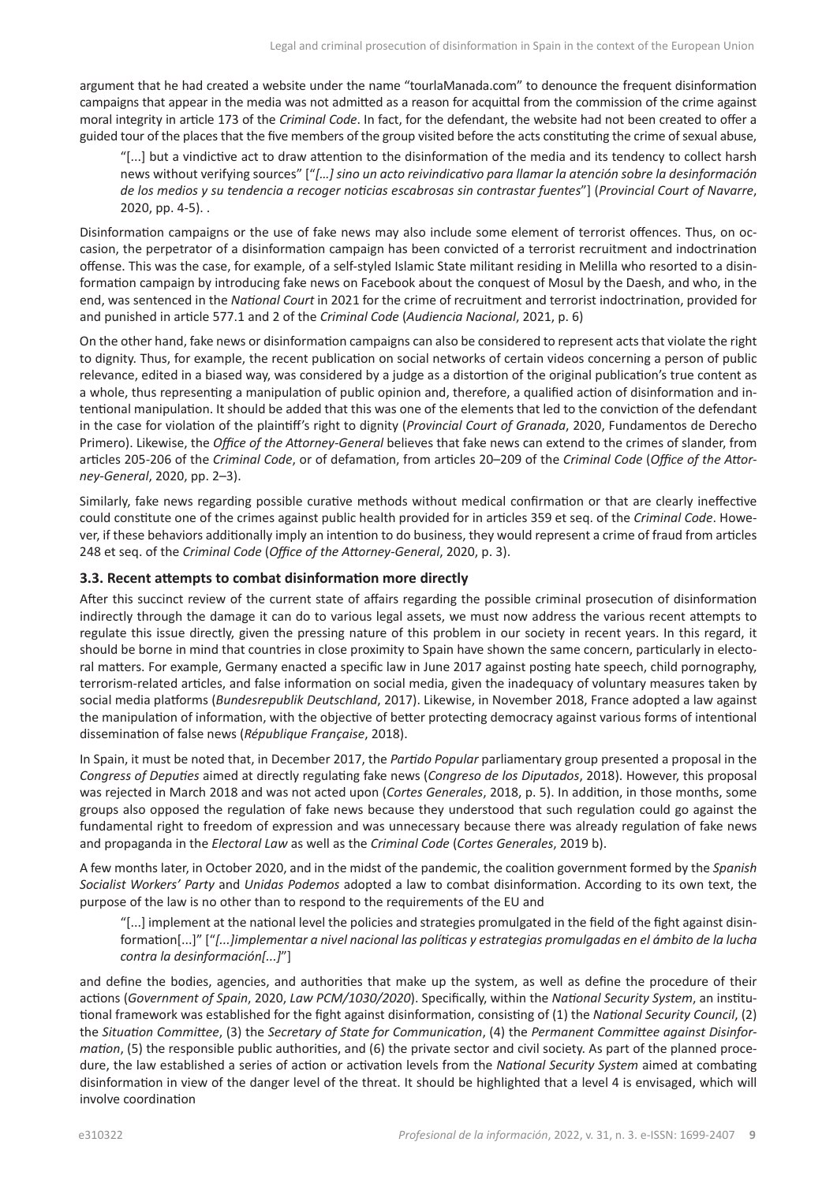argument that he had created a website under the name "tourlaManada.com" to denounce the frequent disinformation campaigns that appear in the media was not admitted as a reason for acquittal from the commission of the crime against moral integrity in article 173 of the *Criminal Code*. In fact, for the defendant, the website had not been created to offer a guided tour of the places that the five members of the group visited before the acts constituting the crime of sexual abuse,

> "[...] but a vindictive act to draw attention to the disinformation of the media and its tendency to collect harsh news without verifying sources" ["*[...] sino un acto reivindicativo para llamar la atención sobre la desinformación de los medios y su tendencia a recoger noticias escabrosas sin contrastar fuentes*"] (*Provincial Court of Navarre*, 2020, pp. 4-5). .

Disinformation campaigns or the use of fake news may also include some element of terrorist offences. Thus, on occasion, the perpetrator of a disinformation campaign has been convicted of a terrorist recruitment and indoctrination offense. This was the case, for example, of a self-styled Islamic State militant residing in Melilla who resorted to a disinformation campaign by introducing fake news on Facebook about the conquest of Mosul by the Daesh, and who, in the end, was sentenced in the *National Court* in 2021 for the crime of recruitment and terrorist indoctrination, provided for and punished in article 577.1 and 2 of the *Criminal Code* (*Audiencia Nacional*, 2021, p. 6)

On the other hand, fake news or disinformation campaigns can also be considered to represent acts that violate the right to dignity. Thus, for example, the recent publication on social networks of certain videos concerning a person of public relevance, edited in a biased way, was considered by a judge as a distortion of the original publication's true content as a whole, thus representing a manipulation of public opinion and, therefore, a qualified action of disinformation and intentional manipulation. It should be added that this was one of the elements that led to the conviction of the defendant in the case for violation of the plaintiff's right to dignity (*Provincial Court of Granada*, 2020, Fundamentos de Derecho Primero). Likewise, the *Office of the Attorney-General* believes that fake news can extend to the crimes of slander, from articles 205-206 of the *Criminal Code*, or of defamation, from articles 20–209 of the *Criminal Code* (*Office of the Attorney-General*, 2020, pp. 2–3).

Similarly, fake news regarding possible curative methods without medical confirmation or that are clearly ineffective could constitute one of the crimes against public health provided for in articles 359 et seq. of the *Criminal Code*. However, if these behaviors additionally imply an intention to do business, they would represent a crime of fraud from articles 248 et seq. of the *Criminal Code* (*Office of the Attorney-General*, 2020, p. 3).

### 3.3. Recent attempts to combat disinformation more directly

After this succinct review of the current state of affairs regarding the possible criminal prosecution of disinformation indirectly through the damage it can do to various legal assets, we must now address the various recent attempts to regulate this issue directly, given the pressing nature of this problem in our society in recent years. In this regard, it should be borne in mind that countries in close proximity to Spain have shown the same concern, particularly in electoral matters. For example, Germany enacted a specific law in June 2017 against posting hate speech, child pornography, terrorism-related articles, and false information on social media, given the inadequacy of voluntary measures taken by social media platforms (*Bundesrepublik Deutschland*, 2017). Likewise, in November 2018, France adopted a law against the manipulation of information, with the objective of better protecting democracy against various forms of intentional dissemination of false news (*République Française*, 2018).

In Spain, it must be noted that, in December 2017, the *Partido Popular* parliamentary group presented a proposal in the *Congress of Deputies* aimed at directly regulating fake news (*Congreso de los Diputados*, 2018). However, this proposal was rejected in March 2018 and was not acted upon (*Cortes Generales*, 2018, p. 5). In addition, in those months, some groups also opposed the regulation of fake news because they understood that such regulation could go against the fundamental right to freedom of expression and was unnecessary because there was already regulation of fake news and propaganda in the *Electoral Law* as well as the *Criminal Code* (*Cortes Generales*, 2019 b).

A few months later, in October 2020, and in the midst of the pandemic, the coalition government formed by the *Spanish Socialist Workers' Party* and *Unidas Podemos* adopted a law to combat disinformation. According to its own text, the purpose of the law is no other than to respond to the requirements of the EU and

> "[...] implement at the national level the policies and strategies promulgated in the field of the fight against disinformation[...]" ["*[...]implementar a nivel nacional las políticas y estrategias promulgadas en el ámbito de la lucha contra la desinformación[...]*"]

and define the bodies, agencies, and authorities that make up the system, as well as define the procedure of their actions (*Government of Spain*, 2020, *Law PCM/1030/2020*). Specifically, within the *National Security System*, an institutional framework was established for the fight against disinformation, consisting of (1) the *National Security Council*, (2) the *Situation Committee*, (3) the *Secretary of State for Communication*, (4) the *Permanent Committee against Disinformation*, (5) the responsible public authorities, and (6) the private sector and civil society. As part of the planned procedure, the law established a series of action or activation levels from the *National Security System* aimed at combating disinformation in view of the danger level of the threat. It should be highlighted that a level 4 is envisaged, which will involve coordination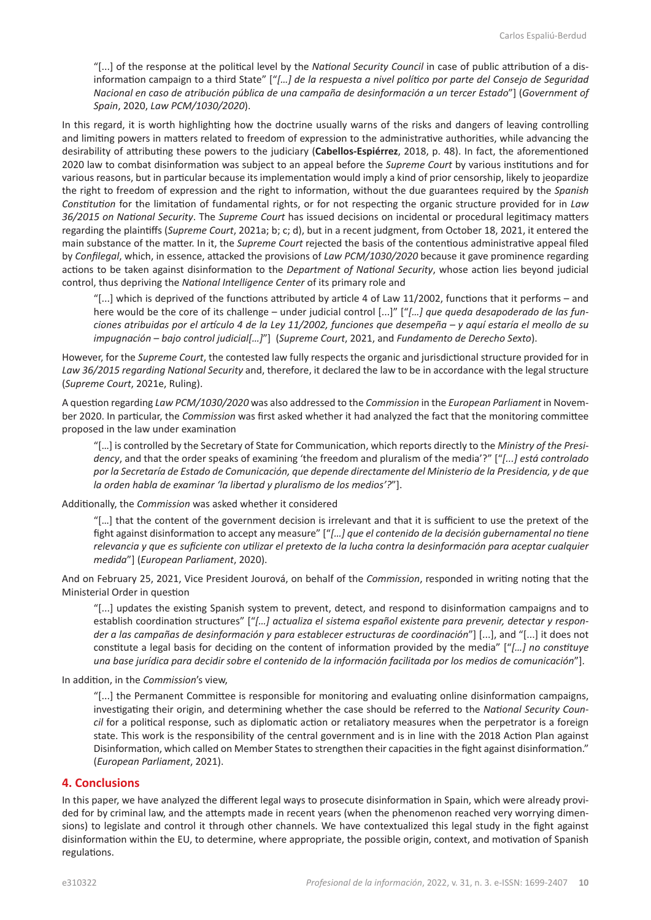> "[...] of the response at the political level by the *National Security Council* in case of public attribution of a disinformation campaign to a third State" ["*[…] de la respuesta a nivel político por parte del Consejo de Seguridad Nacional en caso de atribución pública de una campaña de desinformación a un tercer Estado*"] (*Government of Spain*, 2020, *Law PCM/1030/2020*).

In this regard, it is worth highlighting how the doctrine usually warns of the risks and dangers of leaving controlling and limiting powers in matters related to freedom of expression to the administrative authorities, while advancing the desirability of attributing these powers to the judiciary (**Cabellos-Espiérrez**, 2018, p. 48). In fact, the aforementioned 2020 law to combat disinformation was subject to an appeal before the *Supreme Court* by various institutions and for various reasons, but in particular because its implementation would imply a kind of prior censorship, likely to jeopardize the right to freedom of expression and the right to information, without the due guarantees required by the *Spanish Constitution* for the limitation of fundamental rights, or for not respecting the organic structure provided for in *Law 36/2015 on National Security*. The *Supreme Court* has issued decisions on incidental or procedural legitimacy matters regarding the plaintiffs (*Supreme Court*, 2021a; b; c; d), but in a recent judgment, from October 18, 2021, it entered the main substance of the matter. In it, the *Supreme Court* rejected the basis of the contentious administrative appeal filed by *Confilegal*, which, in essence, attacked the provisions of *Law PCM/1030/2020* because it gave prominence regarding actions to be taken against disinformation to the *Department of National Security*, whose action lies beyond judicial control, thus depriving the *National Intelligence Center* of its primary role and

> "[...] which is deprived of the functions attributed by article 4 of Law 11/2002, functions that it performs – and here would be the core of its challenge – under judicial control [...]" ["*[…] que queda desapoderado de las funciones atribuidas por el artículo 4 de la Ley 11/2002, funciones que desempeña – y aquí estaría el meollo de su impugnación – bajo control judicial[…]*"] (*Supreme Court*, 2021, and *Fundamento de Derecho Sexto*).

However, for the *Supreme Court*, the contested law fully respects the organic and jurisdictional structure provided for in *Law 36/2015 regarding National Security* and, therefore, it declared the law to be in accordance with the legal structure (*Supreme Court*, 2021e, Ruling).

A question regarding *Law PCM/1030/2020* was also addressed to the *Commission* in the *European Parliament* in November 2020. In particular, the *Commission* was first asked whether it had analyzed the fact that the monitoring committee proposed in the law under examination

> "[…] is controlled by the Secretary of State for Communication, which reports directly to the *Ministry of the Presidency*, and that the order speaks of examining 'the freedom and pluralism of the media'?" ["*[...] está controlado por la Secretaría de Estado de Comunicación, que depende directamente del Ministerio de la Presidencia, y de que la orden habla de examinar 'la libertad y pluralismo de los medios'?*"].

Additionally, the *Commission* was asked whether it considered

> "[…] that the content of the government decision is irrelevant and that it is sufficient to use the pretext of the fight against disinformation to accept any measure" ["*[…] que el contenido de la decisión gubernamental no tiene relevancia y que es suficiente con utilizar el pretexto de la lucha contra la desinformación para aceptar cualquier medida*"] (*European Parliament*, 2020).

And on February 25, 2021, Vice President Jourová, on behalf of the *Commission*, responded in writing noting that the Ministerial Order in question

> "[...] updates the existing Spanish system to prevent, detect, and respond to disinformation campaigns and to establish coordination structures" ["*[…] actualiza el sistema español existente para prevenir, detectar y responder a las campañas de desinformación y para establecer estructuras de coordinación*"] [...], and "[...] it does not constitute a legal basis for deciding on the content of information provided by the media" ["*[…] no constituye una base jurídica para decidir sobre el contenido de la información facilitada por los medios de comunicación*"].

In addition, in the *Commission*'s view,

> "[...] the Permanent Committee is responsible for monitoring and evaluating online disinformation campaigns, investigating their origin, and determining whether the case should be referred to the *National Security Council* for a political response, such as diplomatic action or retaliatory measures when the perpetrator is a foreign state. This work is the responsibility of the central government and is in line with the 2018 Action Plan against Disinformation, which called on Member States to strengthen their capacities in the fight against disinformation." (*European Parliament*, 2021).

## 4. Conclusions

In this paper, we have analyzed the different legal ways to prosecute disinformation in Spain, which were already provided for by criminal law, and the attempts made in recent years (when the phenomenon reached very worrying dimensions) to legislate and control it through other channels. We have contextualized this legal study in the fight against disinformation within the EU, to determine, where appropriate, the possible origin, context, and motivation of Spanish regulations.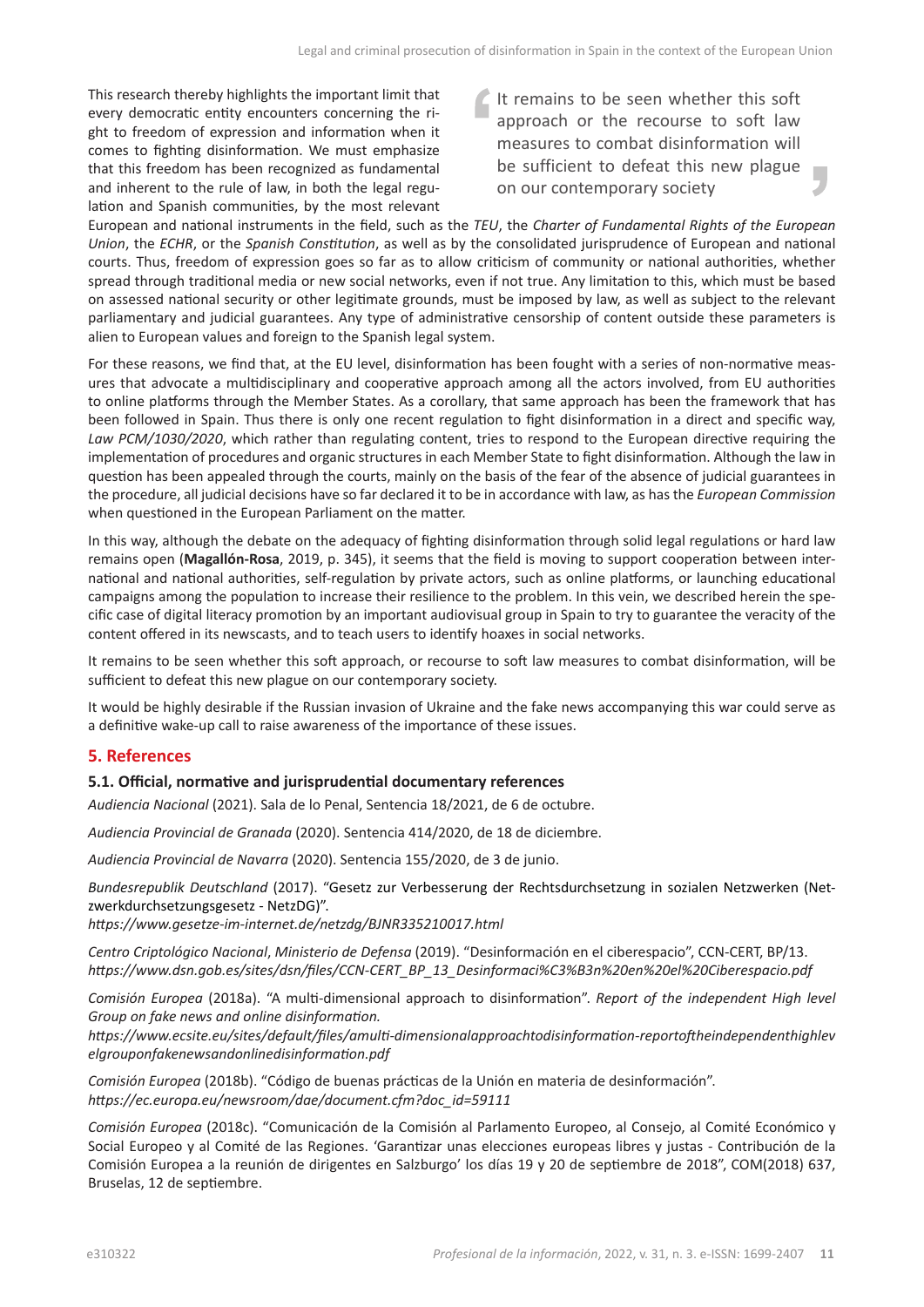This research thereby highlights the important limit that every democratic entity encounters concerning the right to freedom of expression and information when it comes to fighting disinformation. We must emphasize that this freedom has been recognized as fundamental and inherent to the rule of law, in both the legal regulation and Spanish communities, by the most relevant European and national instruments in the field, such as the *TEU*, the *Charter of Fundamental Rights of the European Union*, the *ECHR*, or the *Spanish Constitution*, as well as by the consolidated jurisprudence of European and national courts. Thus, freedom of expression goes so far as to allow criticism of community or national authorities, whether spread through traditional media or new social networks, even if not true. Any limitation to this, which must be based on assessed national security or other legitimate grounds, must be imposed by law, as well as subject to the relevant parliamentary and judicial guarantees. Any type of administrative censorship of content outside these parameters is alien to European values and foreign to the Spanish legal system.

> It remains to be seen whether this soft approach or the recourse to soft law measures to combat disinformation will be sufficient to defeat this new plague on our contemporary society

For these reasons, we find that, at the EU level, disinformation has been fought with a series of non-normative measures that advocate a multidisciplinary and cooperative approach among all the actors involved, from EU authorities to online platforms through the Member States. As a corollary, that same approach has been the framework that has been followed in Spain. Thus there is only one recent regulation to fight disinformation in a direct and specific way, *Law PCM/1030/2020*, which rather than regulating content, tries to respond to the European directive requiring the implementation of procedures and organic structures in each Member State to fight disinformation. Although the law in question has been appealed through the courts, mainly on the basis of the fear of the absence of judicial guarantees in the procedure, all judicial decisions have so far declared it to be in accordance with law, as has the *European Commission* when questioned in the European Parliament on the matter.

In this way, although the debate on the adequacy of fighting disinformation through solid legal regulations or hard law remains open (**Magallón-Rosa**, 2019, p. 345), it seems that the field is moving to support cooperation between international and national authorities, self-regulation by private actors, such as online platforms, or launching educational campaigns among the population to increase their resilience to the problem. In this vein, we described herein the specific case of digital literacy promotion by an important audiovisual group in Spain to try to guarantee the veracity of the content offered in its newscasts, and to teach users to identify hoaxes in social networks.

It remains to be seen whether this soft approach, or recourse to soft law measures to combat disinformation, will be sufficient to defeat this new plague on our contemporary society.

It would be highly desirable if the Russian invasion of Ukraine and the fake news accompanying this war could serve as a definitive wake-up call to raise awareness of the importance of these issues.

## 5. References

### 5.1. Official, normative and jurisprudential documentary references

*Audiencia Nacional* (2021). Sala de lo Penal, Sentencia 18/2021, de 6 de octubre.

*Audiencia Provincial de Granada* (2020). Sentencia 414/2020, de 18 de diciembre.

*Audiencia Provincial de Navarra* (2020). Sentencia 155/2020, de 3 de junio.

*Bundesrepublik Deutschland* (2017). "Gesetz zur Verbesserung der Rechtsdurchsetzung in sozialen Netzwerken (Netzwerkdurchsetzungsgesetz - NetzDG)".
*https://www.gesetze-im-internet.de/netzdg/BJNR335210017.html*

*Centro Criptológico Nacional*, *Ministerio de Defensa* (2019). "Desinformación en el ciberespacio", CCN-CERT, BP/13.
*https://www.dsn.gob.es/sites/dsn/files/CCN-CERT_BP_13_Desinformaci%C3%B3n%20en%20el%20Ciberespacio.pdf*

*Comisión Europea* (2018a). "A multi-dimensional approach to disinformation". *Report of the independent High level Group on fake news and online disinformation.*
*https://www.ecsite.eu/sites/default/files/amulti-dimensionalapproachtodisinformation-reportoftheindependenthighlevelgrouponfakenewsandonlinedisinformation.pdf*

*Comisión Europea* (2018b). "Código de buenas prácticas de la Unión en materia de desinformación".
*https://ec.europa.eu/newsroom/dae/document.cfm?doc_id=59111*

*Comisión Europea* (2018c). "Comunicación de la Comisión al Parlamento Europeo, al Consejo, al Comité Económico y Social Europeo y al Comité de las Regiones. 'Garantizar unas elecciones europeas libres y justas - Contribución de la Comisión Europea a la reunión de dirigentes en Salzburgo' los días 19 y 20 de septiembre de 2018", COM(2018) 637, Bruselas, 12 de septiembre.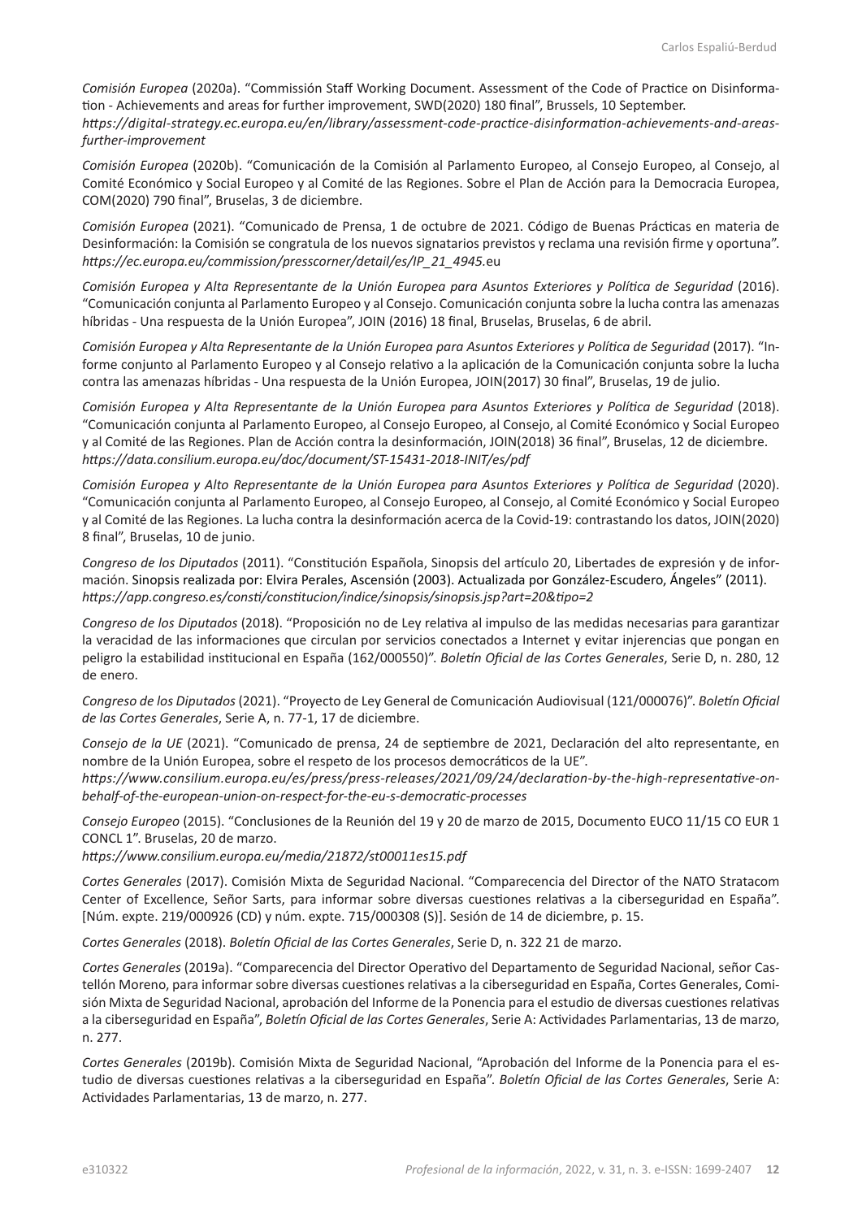*Comisión Europea* (2020a). "Commisstion Staff Working Document. Assessment of the Code of Practice on Disinformation - Achievements and areas for further improvement, SWD(2020) 180 final", Brussels, 10 September.
*https://digital-strategy.ec.europa.eu/en/library/assessment-code-practice-disinformation-achievements-and-areas-further-improvement*

*Comisión Europea* (2020b). "Comunicación de la Comisión al Parlamento Europeo, al Consejo Europeo, al Consejo, al Comité Económico y Social Europeo y al Comité de las Regiones. Sobre el Plan de Acción para la Democracia Europea, COM(2020) 790 final", Bruselas, 3 de diciembre.

*Comisión Europea* (2021). "Comunicado de Prensa, 1 de octubre de 2021. Código de Buenas Prácticas en materia de Desinformación: la Comisión se congratula de los nuevos signatarios previstos y reclama una revisión firme y oportuna".
*https://ec.europa.eu/commission/presscorner/detail/es/IP_21_4945.*eu

*Comisión Europea y Alta Representante de la Unión Europea para Asuntos Exteriores y Política de Seguridad* (2016). "Comunicación conjunta al Parlamento Europeo y al Consejo. Comunicación conjunta sobre la lucha contra las amenazas híbridas - Una respuesta de la Unión Europea", JOIN (2016) 18 final, Bruselas, Bruselas, 6 de abril.

*Comisión Europea y Alta Representante de la Unión Europea para Asuntos Exteriores y Política de Seguridad* (2017). "Informe conjunto al Parlamento Europeo y al Consejo relativo a la aplicación de la Comunicación conjunta sobre la lucha contra las amenazas híbridas - Una respuesta de la Unión Europea, JOIN(2017) 30 final", Bruselas, 19 de julio.

*Comisión Europea y Alta Representante de la Unión Europea para Asuntos Exteriores y Política de Seguridad* (2018). "Comunicación conjunta al Parlamento Europeo, al Consejo Europeo, al Consejo, al Comité Económico y Social Europeo y al Comité de las Regiones. Plan de Acción contra la desinformación, JOIN(2018) 36 final", Bruselas, 12 de diciembre.
*https://data.consilium.europa.eu/doc/document/ST-15431-2018-INIT/es/pdf*

*Comisión Europea y Alto Representante de la Unión Europea para Asuntos Exteriores y Política de Seguridad* (2020). "Comunicación conjunta al Parlamento Europeo, al Consejo Europeo, al Consejo, al Comité Económico y Social Europeo y al Comité de las Regiones. La lucha contra la desinformación acerca de la Covid-19: contrastando los datos, JOIN(2020) 8 final", Bruselas, 10 de junio.

*Congreso de los Diputados* (2011). "Constitución Española, Sinopsis del artículo 20, Libertades de expresión y de información. Sinopsis realizada por: Elvira Perales, Ascensión (2003). Actualizada por González-Escudero, Ángeles" (2011).
*https://app.congreso.es/consti/constitucion/indice/sinopsis/sinopsis.jsp?art=20&tipo=2*

*Congreso de los Diputados* (2018). "Proposición no de Ley relativa al impulso de las medidas necesarias para garantizar la veracidad de las informaciones que circulan por servicios conectados a Internet y evitar injerencias que pongan en peligro la estabilidad institucional en España (162/000550)". *Boletín Oficial de las Cortes Generales*, Serie D, n. 280, 12 de enero.

*Congreso de los Diputados* (2021). "Proyecto de Ley General de Comunicación Audiovisual (121/000076)". *Boletín Oficial de las Cortes Generales*, Serie A, n. 77-1, 17 de diciembre.

*Consejo de la UE* (2021). "Comunicado de prensa, 24 de septiembre de 2021, Declaración del alto representante, en nombre de la Unión Europea, sobre el respeto de los procesos democráticos de la UE".
*https://www.consilium.europa.eu/es/press/press-releases/2021/09/24/declaration-by-the-high-representative-on-behalf-of-the-european-union-on-respect-for-the-eu-s-democratic-processes*

*Consejo Europeo* (2015). "Conclusiones de la Reunión del 19 y 20 de marzo de 2015, Documento EUCO 11/15 CO EUR 1 CONCL 1". Bruselas, 20 de marzo.
*https://www.consilium.europa.eu/media/21872/st00011es15.pdf*

*Cortes Generales* (2017). Comisión Mixta de Seguridad Nacional. "Comparecencia del Director of the NATO Stratacom Center of Excellence, Señor Sarts, para informar sobre diversas cuestiones relativas a la ciberseguridad en España". [Núm. expte. 219/000926 (CD) y núm. expte. 715/000308 (S)]. Sesión de 14 de diciembre, p. 15.

*Cortes Generales* (2018). *Boletín Oficial de las Cortes Generales*, Serie D, n. 322 21 de marzo.

*Cortes Generales* (2019a). "Comparecencia del Director Operativo del Departamento de Seguridad Nacional, señor Castellón Moreno, para informar sobre diversas cuestiones relativas a la ciberseguridad en España, Cortes Generales, Comisión Mixta de Seguridad Nacional, aprobación del Informe de la Ponencia para el estudio de diversas cuestiones relativas a la ciberseguridad en España", *Boletín Oficial de las Cortes Generales*, Serie A: Actividades Parlamentarias, 13 de marzo, n. 277.

*Cortes Generales* (2019b). Comisión Mixta de Seguridad Nacional, "Aprobación del Informe de la Ponencia para el estudio de diversas cuestiones relativas a la ciberseguridad en España". *Boletín Oficial de las Cortes Generales*, Serie A: Actividades Parlamentarias, 13 de marzo, n. 277.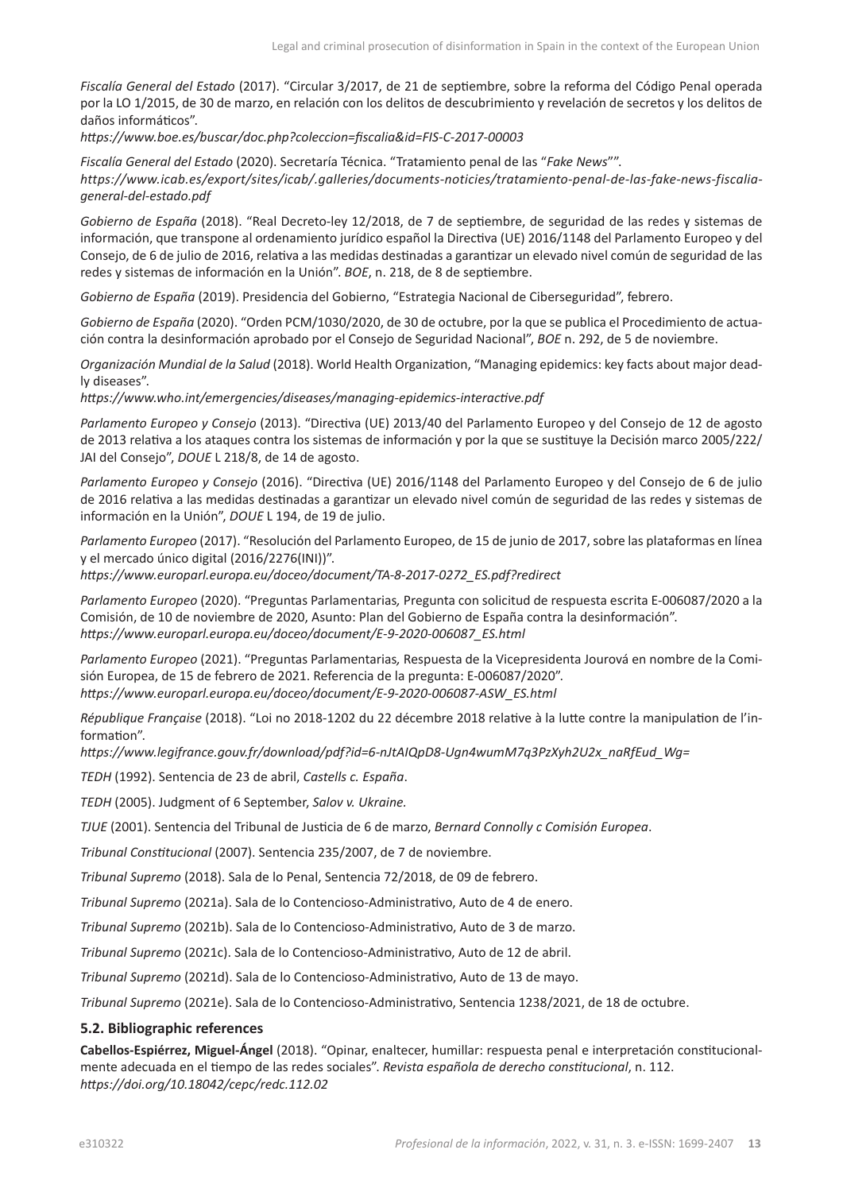*Fiscalía General del Estado* (2017). "Circular 3/2017, de 21 de septiembre, sobre la reforma del Código Penal operada por la LO 1/2015, de 30 de marzo, en relación con los delitos de descubrimiento y revelación de secretos y los delitos de daños informáticos".
*https://www.boe.es/buscar/doc.php?coleccion=fiscalia&id=FIS-C-2017-00003*

*Fiscalía General del Estado* (2020). Secretaría Técnica. "Tratamiento penal de las "*Fake News*"".
*https://www.icab.es/export/sites/icab/.galleries/documents-noticies/tratamiento-penal-de-las-fake-news-fiscalia-general-del-estado.pdf*

*Gobierno de España* (2018). "Real Decreto-ley 12/2018, de 7 de septiembre, de seguridad de las redes y sistemas de información, que transpone al ordenamiento jurídico español la Directiva (UE) 2016/1148 del Parlamento Europeo y del Consejo, de 6 de julio de 2016, relativa a las medidas destinadas a garantizar un elevado nivel común de seguridad de las redes y sistemas de información en la Unión". *BOE*, n. 218, de 8 de septiembre.

*Gobierno de España* (2019). Presidencia del Gobierno, "Estrategia Nacional de Ciberseguridad", febrero.

*Gobierno de España* (2020). "Orden PCM/1030/2020, de 30 de octubre, por la que se publica el Procedimiento de actuación contra la desinformación aprobado por el Consejo de Seguridad Nacional", *BOE* n. 292, de 5 de noviembre.

*Organización Mundial de la Salud* (2018). World Health Organization, "Managing epidemics: key facts about major deadly diseases".
*https://www.who.int/emergencies/diseases/managing-epidemics-interactive.pdf*

*Parlamento Europeo y Consejo* (2013). "Directiva (UE) 2013/40 del Parlamento Europeo y del Consejo de 12 de agosto de 2013 relativa a los ataques contra los sistemas de información y por la que se sustituye la Decisión marco 2005/222/JAI del Consejo", *DOUE* L 218/8, de 14 de agosto.

*Parlamento Europeo y Consejo* (2016). "Directiva (UE) 2016/1148 del Parlamento Europeo y del Consejo de 6 de julio de 2016 relativa a las medidas destinadas a garantizar un elevado nivel común de seguridad de las redes y sistemas de información en la Unión", *DOUE* L 194, de 19 de julio.

*Parlamento Europeo* (2017). "Resolución del Parlamento Europeo, de 15 de junio de 2017, sobre las plataformas en línea y el mercado único digital (2016/2276(INI))".
*https://www.europarl.europa.eu/doceo/document/TA-8-2017-0272_ES.pdf?redirect*

*Parlamento Europeo* (2020). "Preguntas Parlamentarias, Pregunta con solicitud de respuesta escrita E-006087/2020 a la Comisión, de 10 de noviembre de 2020, Asunto: Plan del Gobierno de España contra la desinformación".
*https://www.europarl.europa.eu/doceo/document/E-9-2020-006087_ES.html*

*Parlamento Europeo* (2021). "Preguntas Parlamentarias, Respuesta de la Vicepresidenta Jourová en nombre de la Comisión Europea, de 15 de febrero de 2021. Referencia de la pregunta: E-006087/2020".
*https://www.europarl.europa.eu/doceo/document/E-9-2020-006087-ASW_ES.html*

*République Française* (2018). "Loi no 2018-1202 du 22 décembre 2018 relative à la lutte contre la manipulation de l'information".
*https://www.legifrance.gouv.fr/download/pdf?id=6-nJtAIQpD8-Ugn4wumM7q3PzXyh2U2x_naRfEud_Wg=*

*TEDH* (1992). Sentencia de 23 de abril, *Castells c. España*.

*TEDH* (2005). Judgment of 6 September, *Salov v. Ukraine.*

*TJUE* (2001). Sentencia del Tribunal de Justicia de 6 de marzo, *Bernard Connolly c Comisión Europea*.

*Tribunal Constitucional* (2007). Sentencia 235/2007, de 7 de noviembre.

*Tribunal Supremo* (2018). Sala de lo Penal, Sentencia 72/2018, de 09 de febrero.

*Tribunal Supremo* (2021a). Sala de lo Contencioso-Administrativo, Auto de 4 de enero.

*Tribunal Supremo* (2021b). Sala de lo Contencioso-Administrativo, Auto de 3 de marzo.

*Tribunal Supremo* (2021c). Sala de lo Contencioso-Administrativo, Auto de 12 de abril.

*Tribunal Supremo* (2021d). Sala de lo Contencioso-Administrativo, Auto de 13 de mayo.

*Tribunal Supremo* (2021e). Sala de lo Contencioso-Administrativo, Sentencia 1238/2021, de 18 de octubre.

### 5.2. Bibliographic references

**Cabellos-Espiérrez, Miguel-Ángel** (2018). "Opinar, enaltecer, humillar: respuesta penal e interpretación constitucionalmente adecuada en el tiempo de las redes sociales". *Revista española de derecho constitucional*, n. 112.
*https://doi.org/10.18042/cepc/redc.112.02*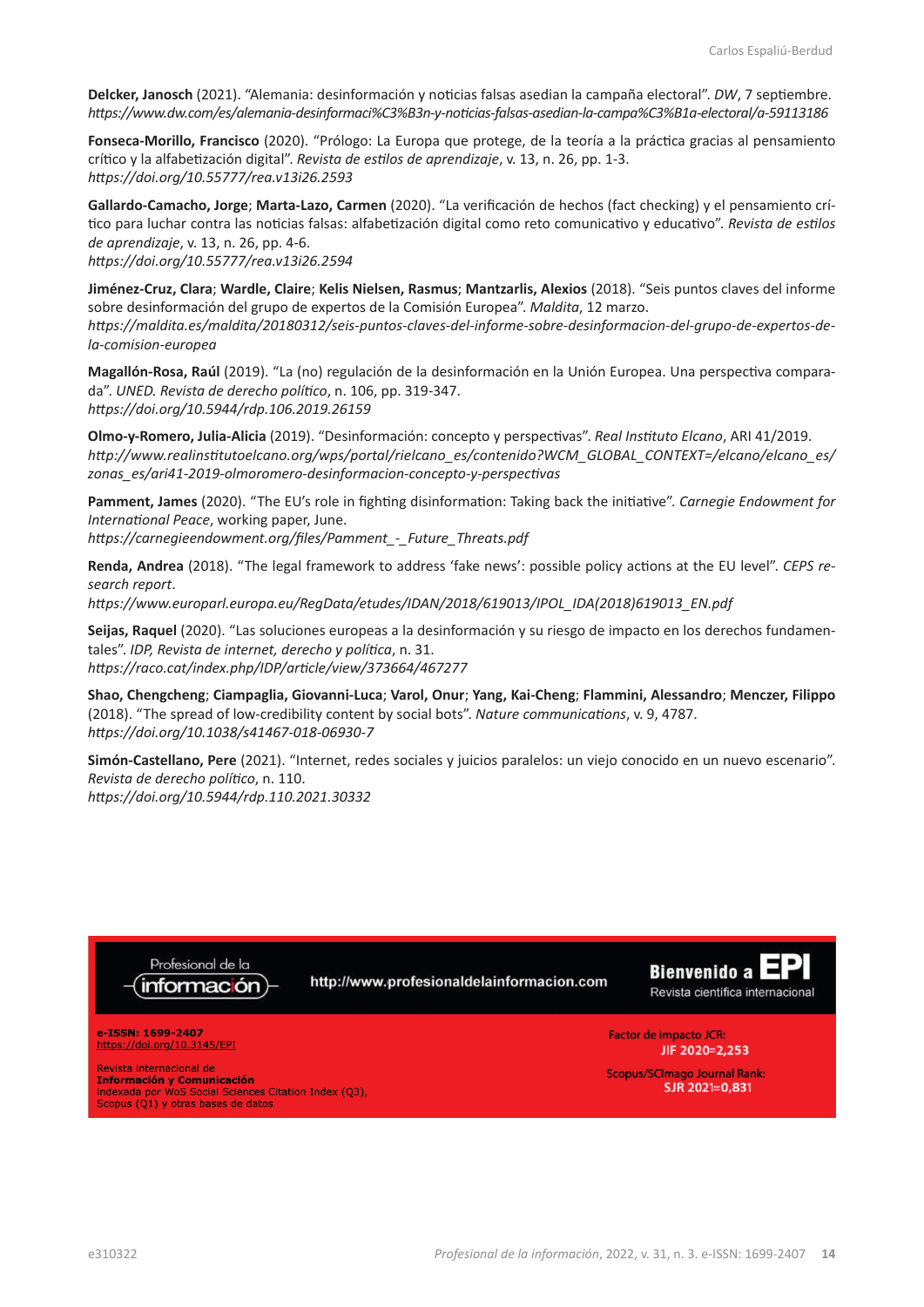**Delcker, Janosch** (2021). "Alemania: desinformación y noticias falsas asedian la campaña electoral". *DW*, 7 septiembre.
*https://www.dw.com/es/alemania-desinformaci%C3%B3n-y-noticias-falsas-asedian-la-campa%C3%B1a-electoral/a-59113186*

**Fonseca-Morillo, Francisco** (2020). "Prólogo: La Europa que protege, de la teoría a la práctica gracias al pensamiento crítico y la alfabetización digital". *Revista de estilos de aprendizaje*, v. 13, n. 26, pp. 1-3.
*https://doi.org/10.55777/rea.v13i26.2593*

**Gallardo-Camacho, Jorge**; **Marta-Lazo, Carmen** (2020). "La verificación de hechos (fact checking) y el pensamiento crítico para luchar contra las noticias falsas: alfabetización digital como reto comunicativo y educativo". *Revista de estilos de aprendizaje*, v. 13, n. 26, pp. 4-6.
*https://doi.org/10.55777/rea.v13i26.2594*

**Jiménez-Cruz, Clara**; **Wardle, Claire**; **Kelis Nielsen, Rasmus**; **Mantzarlis, Alexios** (2018). "Seis puntos claves del informe sobre desinformación del grupo de expertos de la Comisión Europea". *Maldita*, 12 marzo.
*https://maldita.es/maldita/20180312/seis-puntos-claves-del-informe-sobre-desinformacion-del-grupo-de-expertos-de-la-comision-europea*

**Magallón-Rosa, Raúl** (2019). "La (no) regulación de la desinformación en la Unión Europea. Una perspectiva comparada". *UNED. Revista de derecho político*, n. 106, pp. 319-347.
*https://doi.org/10.5944/rdp.106.2019.26159*

**Olmo-y-Romero, Julia-Alicia** (2019). "Desinformación: concepto y perspectivas". *Real Instituto Elcano*, ARI 41/2019.
*http://www.realinstitutoelcano.org/wps/portal/rielcano_es/contenido?WCM_GLOBAL_CONTEXT=/elcano/elcano_es/zonas_es/ari41-2019-olmoromero-desinformacion-concepto-y-perspectivas*

**Pamment, James** (2020). "The EU's role in fighting disinformation: Taking back the initiative". *Carnegie Endowment for International Peace*, working paper, June.
*https://carnegieendowment.org/files/Pamment_-_Future_Threats.pdf*

**Renda, Andrea** (2018). "The legal framework to address 'fake news': possible policy actions at the EU level". *CEPS research report*.
*https://www.europarl.europa.eu/RegData/etudes/IDAN/2018/619013/IPOL_IDA(2018)619013_EN.pdf*

**Seijas, Raquel** (2020). "Las soluciones europeas a la desinformación y su riesgo de impacto en los derechos fundamentales". *IDP, Revista de internet, derecho y política*, n. 31.
*https://raco.cat/index.php/IDP/article/view/373664/467277*

**Shao, Chengcheng**; **Ciampaglia, Giovanni-Luca**; **Varol, Onur**; **Yang, Kai-Cheng**; **Flammini, Alessandro**; **Menczer, Filippo** (2018). "The spread of low-credibility content by social bots". *Nature communications*, v. 9, 4787.
*https://doi.org/10.1038/s41467-018-06930-7*

**Simón-Castellano, Pere** (2021). "Internet, redes sociales y juicios paralelos: un viejo conocido en un nuevo escenario". *Revista de derecho político*, n. 110.
*https://doi.org/10.5944/rdp.110.2021.30332*

Profesional de la información

http://www.profesionaldelainformacion.com

Bienvenido a EPI
Revista científica internacional

**e-ISSN: 1699-2407**
https://doi.org/10.3145/EPI

Revista internacional de **Información y Comunicación** indexada por WoS Social Sciences Citation Index (Q3), Scopus (Q1) y otras bases de datos

Factor de impacto JCR:
**JIF 2020=2,253**

Scopus/SCImago Journal Rank:
**SJR 2021=0,831**